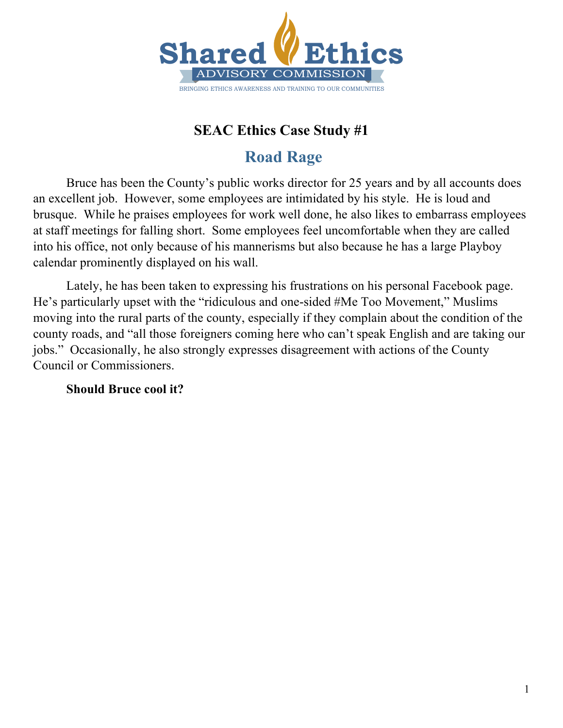Shared Ethics

ADVISORY COMMISSION

BRINGING ETHICS AWARENESS AND TRAINING TO OUR COMMUNITIES

## SEAC Ethics Case Study #1

# Road Rage

Bruce has been the County's public works director for 25 years and by all accounts does an excellent job. However, some employees are intimidated by his style. He is loud and brusque. While he praises employees for work well done, he also likes to embarrass employees at staff meetings for falling short. Some employees feel uncomfortable when they are called into his office, not only because of his mannerisms but also because he has a large Playboy calendar prominently displayed on his wall.

Lately, he has been taken to expressing his frustrations on his personal Facebook page. He's particularly upset with the "ridiculous and one-sided #Me Too Movement," Muslims moving into the rural parts of the county, especially if they complain about the condition of the county roads, and "all those foreigners coming here who can't speak English and are taking our jobs." Occasionally, he also strongly expresses disagreement with actions of the County Council or Commissioners.

**Should Bruce cool it?**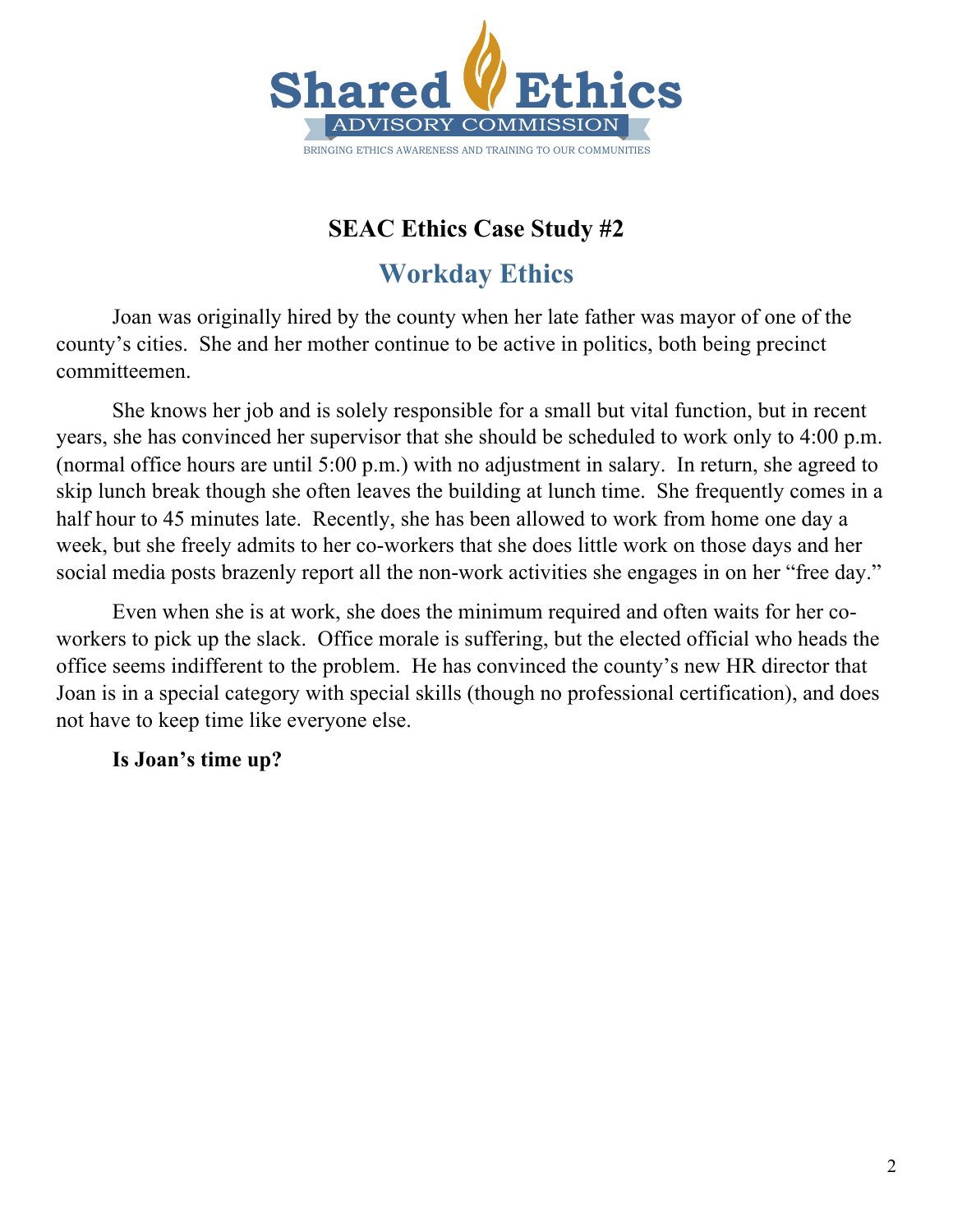Shared Ethics
ADVISORY COMMISSION
BRINGING ETHICS AWARENESS AND TRAINING TO OUR COMMUNITIES

## SEAC Ethics Case Study #2

## Workday Ethics

Joan was originally hired by the county when her late father was mayor of one of the county's cities. She and her mother continue to be active in politics, both being precinct committeemen.

She knows her job and is solely responsible for a small but vital function, but in recent years, she has convinced her supervisor that she should be scheduled to work only to 4:00 p.m. (normal office hours are until 5:00 p.m.) with no adjustment in salary. In return, she agreed to skip lunch break though she often leaves the building at lunch time. She frequently comes in a half hour to 45 minutes late. Recently, she has been allowed to work from home one day a week, but she freely admits to her co-workers that she does little work on those days and her social media posts brazenly report all the non-work activities she engages in on her "free day."

Even when she is at work, she does the minimum required and often waits for her co-workers to pick up the slack. Office morale is suffering, but the elected official who heads the office seems indifferent to the problem. He has convinced the county's new HR director that Joan is in a special category with special skills (though no professional certification), and does not have to keep time like everyone else.

**Is Joan's time up?**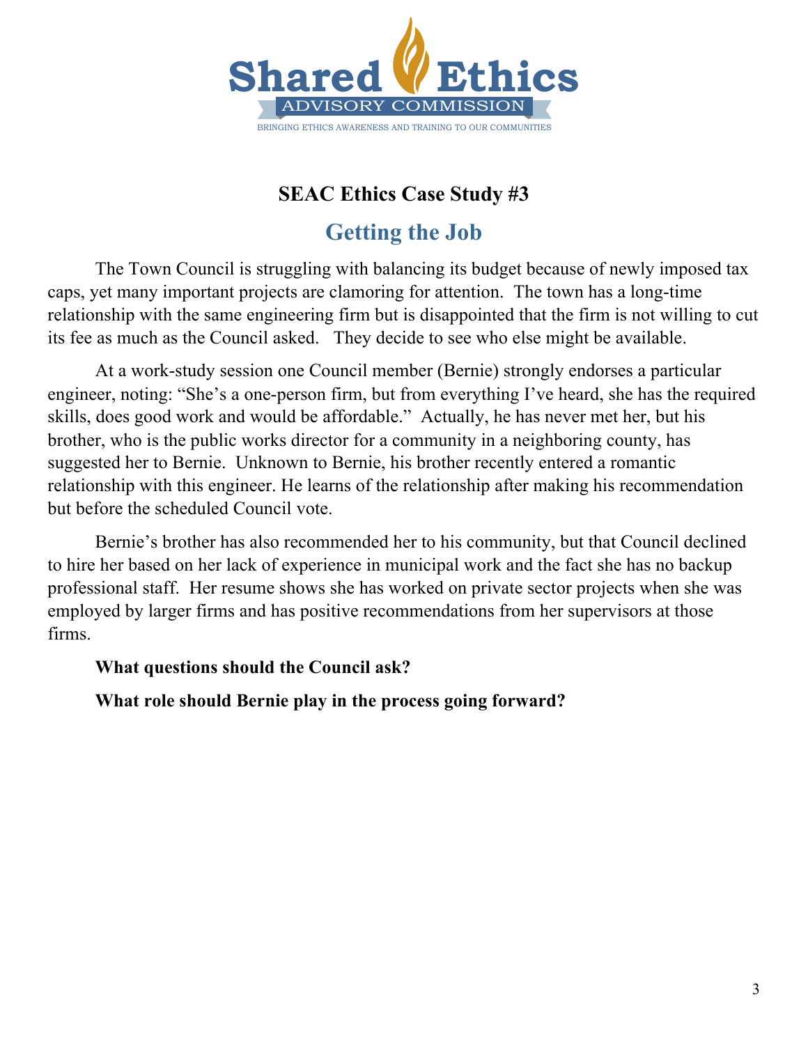Shared Ethics

ADVISORY COMMISSION

BRINGING ETHICS AWARENESS AND TRAINING TO OUR COMMUNITIES

## SEAC Ethics Case Study #3

## Getting the Job

The Town Council is struggling with balancing its budget because of newly imposed tax caps, yet many important projects are clamoring for attention. The town has a long-time relationship with the same engineering firm but is disappointed that the firm is not willing to cut its fee as much as the Council asked. They decide to see who else might be available.

At a work-study session one Council member (Bernie) strongly endorses a particular engineer, noting: "She's a one-person firm, but from everything I've heard, she has the required skills, does good work and would be affordable." Actually, he has never met her, but his brother, who is the public works director for a community in a neighboring county, has suggested her to Bernie. Unknown to Bernie, his brother recently entered a romantic relationship with this engineer. He learns of the relationship after making his recommendation but before the scheduled Council vote.

Bernie's brother has also recommended her to his community, but that Council declined to hire her based on her lack of experience in municipal work and the fact she has no backup professional staff. Her resume shows she has worked on private sector projects when she was employed by larger firms and has positive recommendations from her supervisors at those firms.

**What questions should the Council ask?**

**What role should Bernie play in the process going forward?**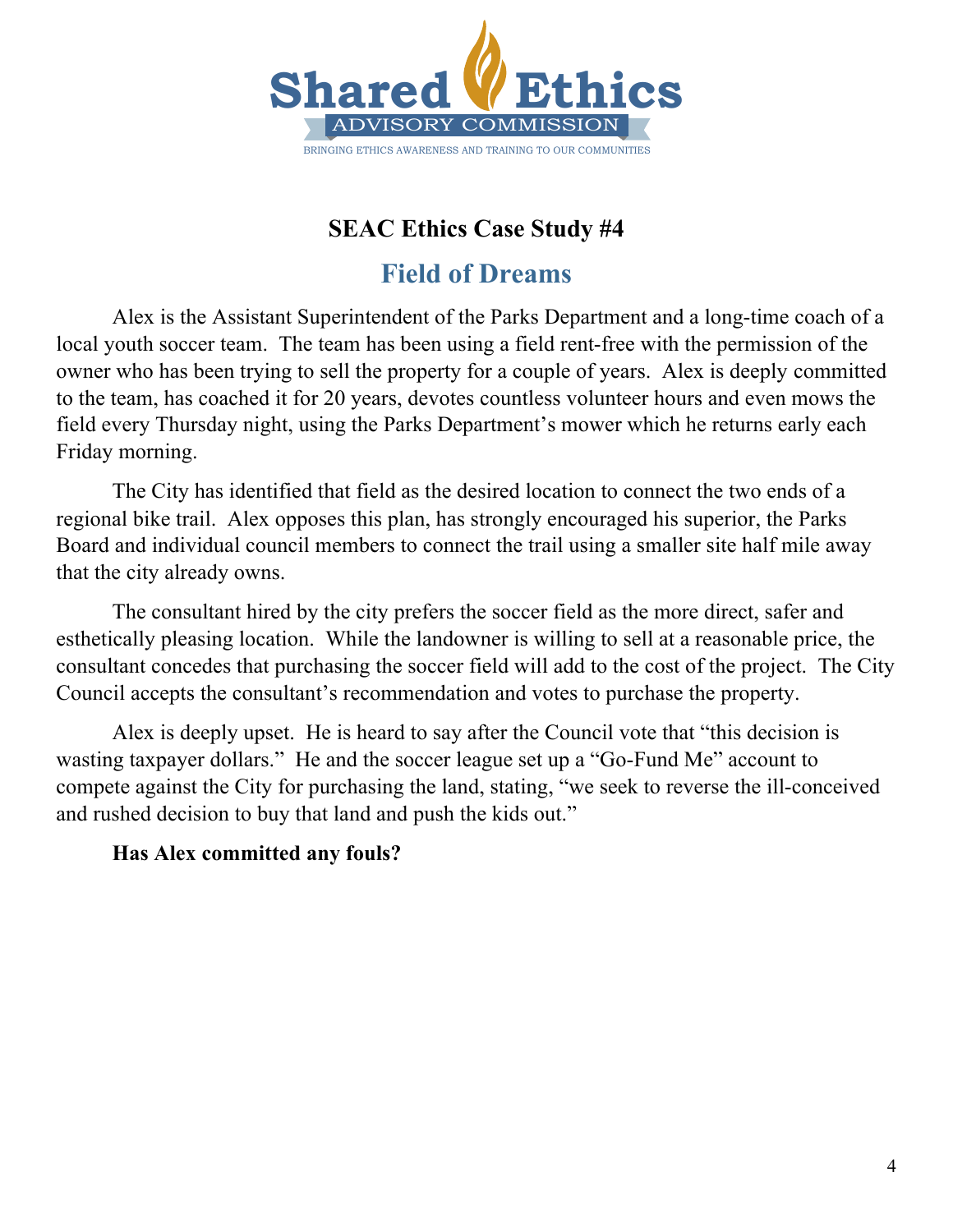Shared Ethics
ADVISORY COMMISSION
BRINGING ETHICS AWARENESS AND TRAINING TO OUR COMMUNITIES

## SEAC Ethics Case Study #4

# Field of Dreams

Alex is the Assistant Superintendent of the Parks Department and a long-time coach of a local youth soccer team. The team has been using a field rent-free with the permission of the owner who has been trying to sell the property for a couple of years. Alex is deeply committed to the team, has coached it for 20 years, devotes countless volunteer hours and even mows the field every Thursday night, using the Parks Department's mower which he returns early each Friday morning.

The City has identified that field as the desired location to connect the two ends of a regional bike trail. Alex opposes this plan, has strongly encouraged his superior, the Parks Board and individual council members to connect the trail using a smaller site half mile away that the city already owns.

The consultant hired by the city prefers the soccer field as the more direct, safer and esthetically pleasing location. While the landowner is willing to sell at a reasonable price, the consultant concedes that purchasing the soccer field will add to the cost of the project. The City Council accepts the consultant's recommendation and votes to purchase the property.

Alex is deeply upset. He is heard to say after the Council vote that "this decision is wasting taxpayer dollars." He and the soccer league set up a "Go-Fund Me" account to compete against the City for purchasing the land, stating, "we seek to reverse the ill-conceived and rushed decision to buy that land and push the kids out."

**Has Alex committed any fouls?**